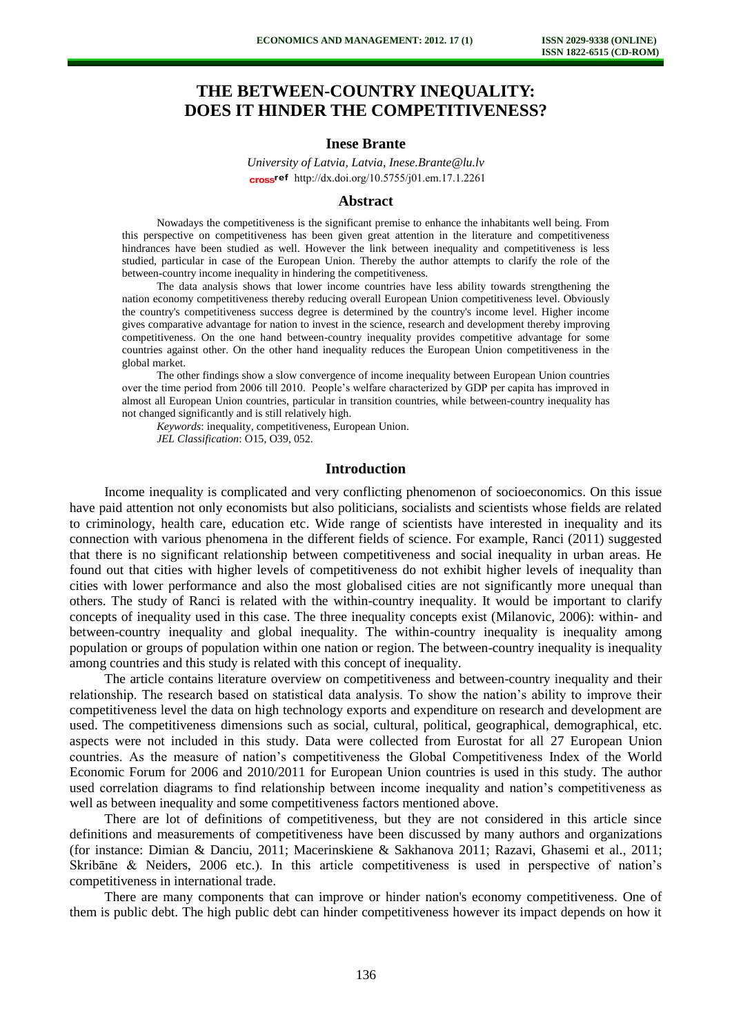# THE BETWEEN-COUNTRY INEQUALITY: DOES IT HINDER THE COMPETITIVENESS?

**Inese Brante**

*University of Latvia, Latvia, Inese.Brante@lu.lv*
http://dx.doi.org/10.5755/j01.em.17.1.2261

## Abstract

Nowadays the competitiveness is the significant premise to enhance the inhabitants well being. From this perspective on competitiveness has been given great attention in the literature and competitiveness hindrances have been studied as well. However the link between inequality and competitiveness is less studied, particular in case of the European Union. Thereby the author attempts to clarify the role of the between-country income inequality in hindering the competitiveness.

The data analysis shows that lower income countries have less ability towards strengthening the nation economy competitiveness thereby reducing overall European Union competitiveness level. Obviously the country's competitiveness success degree is determined by the country's income level. Higher income gives comparative advantage for nation to invest in the science, research and development thereby improving competitiveness. On the one hand between-country inequality provides competitive advantage for some countries against other. On the other hand inequality reduces the European Union competitiveness in the global market.

The other findings show a slow convergence of income inequality between European Union countries over the time period from 2006 till 2010. People's welfare characterized by GDP per capita has improved in almost all European Union countries, particular in transition countries, while between-country inequality has not changed significantly and is still relatively high.

*Keywords*: inequality, competitiveness, European Union.

*JEL Classification*: O15, O39, 052.

## Introduction

Income inequality is complicated and very conflicting phenomenon of socioeconomics. On this issue have paid attention not only economists but also politicians, socialists and scientists whose fields are related to criminology, health care, education etc. Wide range of scientists have interested in inequality and its connection with various phenomena in the different fields of science. For example, Ranci (2011) suggested that there is no significant relationship between competitiveness and social inequality in urban areas. He found out that cities with higher levels of competitiveness do not exhibit higher levels of inequality than cities with lower performance and also the most globalised cities are not significantly more unequal than others. The study of Ranci is related with the within-country inequality. It would be important to clarify concepts of inequality used in this case. The three inequality concepts exist (Milanovic, 2006): within- and between-country inequality and global inequality. The within-country inequality is inequality among population or groups of population within one nation or region. The between-country inequality is inequality among countries and this study is related with this concept of inequality.

The article contains literature overview on competitiveness and between-country inequality and their relationship. The research based on statistical data analysis. To show the nation's ability to improve their competitiveness level the data on high technology exports and expenditure on research and development are used. The competitiveness dimensions such as social, cultural, political, geographical, demographical, etc. aspects were not included in this study. Data were collected from Eurostat for all 27 European Union countries. As the measure of nation's competitiveness the Global Competitiveness Index of the World Economic Forum for 2006 and 2010/2011 for European Union countries is used in this study. The author used correlation diagrams to find relationship between income inequality and nation's competitiveness as well as between inequality and some competitiveness factors mentioned above.

There are lot of definitions of competitiveness, but they are not considered in this article since definitions and measurements of competitiveness have been discussed by many authors and organizations (for instance: Dimian & Danciu, 2011; Macerinskiene & Sakhanova 2011; Razavi, Ghasemi et al., 2011; Skribāne & Neiders, 2006 etc.). In this article competitiveness is used in perspective of nation's competitiveness in international trade.

There are many components that can improve or hinder nation's economy competitiveness. One of them is public debt. The high public debt can hinder competitiveness however its impact depends on how it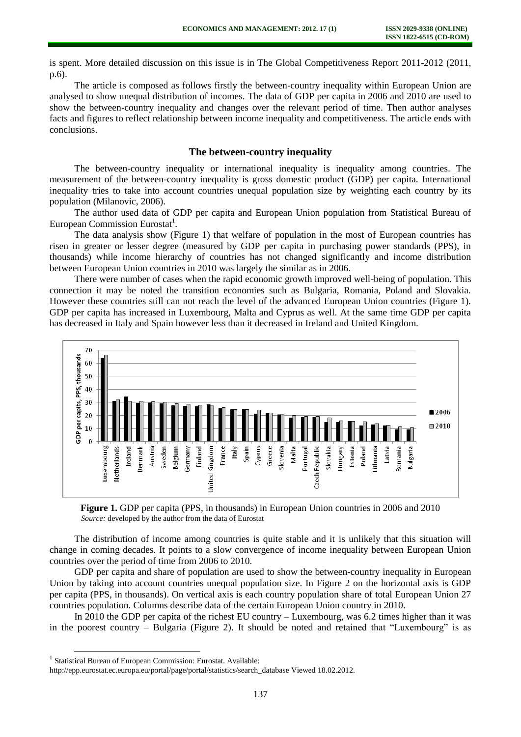is spent. More detailed discussion on this issue is in The Global Competitiveness Report 2011-2012 (2011, p.6).

The article is composed as follows firstly the between-country inequality within European Union are analysed to show unequal distribution of incomes. The data of GDP per capita in 2006 and 2010 are used to show the between-country inequality and changes over the relevant period of time. Then author analyses facts and figures to reflect relationship between income inequality and competitiveness. The article ends with conclusions.

## The between-country inequality

The between-country inequality or international inequality is inequality among countries. The measurement of the between-country inequality is gross domestic product (GDP) per capita. International inequality tries to take into account countries unequal population size by weighting each country by its population (Milanovic, 2006).

The author used data of GDP per capita and European Union population from Statistical Bureau of European Commission Eurostat[1].

The data analysis show (Figure 1) that welfare of population in the most of European countries has risen in greater or lesser degree (measured by GDP per capita in purchasing power standards (PPS), in thousands) while income hierarchy of countries has not changed significantly and income distribution between European Union countries in 2010 was largely the similar as in 2006.

There were number of cases when the rapid economic growth improved well-being of population. This connection it may be noted the transition economies such as Bulgaria, Romania, Poland and Slovakia. However these countries still can not reach the level of the advanced European Union countries (Figure 1). GDP per capita has increased in Luxembourg, Malta and Cyprus as well. At the same time GDP per capita has decreased in Italy and Spain however less than it decreased in Ireland and United Kingdom.

**Figure 1.** GDP per capita (PPS, in thousands) in European Union countries in 2006 and 2010
*Source:* developed by the author from the data of Eurostat

The distribution of income among countries is quite stable and it is unlikely that this situation will change in coming decades. It points to a slow convergence of income inequality between European Union countries over the period of time from 2006 to 2010.

GDP per capita and share of population are used to show the between-country inequality in European Union by taking into account countries unequal population size. In Figure 2 on the horizontal axis is GDP per capita (PPS, in thousands). On vertical axis is each country population share of total European Union 27 countries population. Columns describe data of the certain European Union country in 2010.

In 2010 the GDP per capita of the richest EU country – Luxembourg, was 6.2 times higher than it was in the poorest country – Bulgaria (Figure 2). It should be noted and retained that "Luxembourg" is as

[1] Statistical Bureau of European Commission: Eurostat. Available: http://epp.eurostat.ec.europa.eu/portal/page/portal/statistics/search_database Viewed 18.02.2012.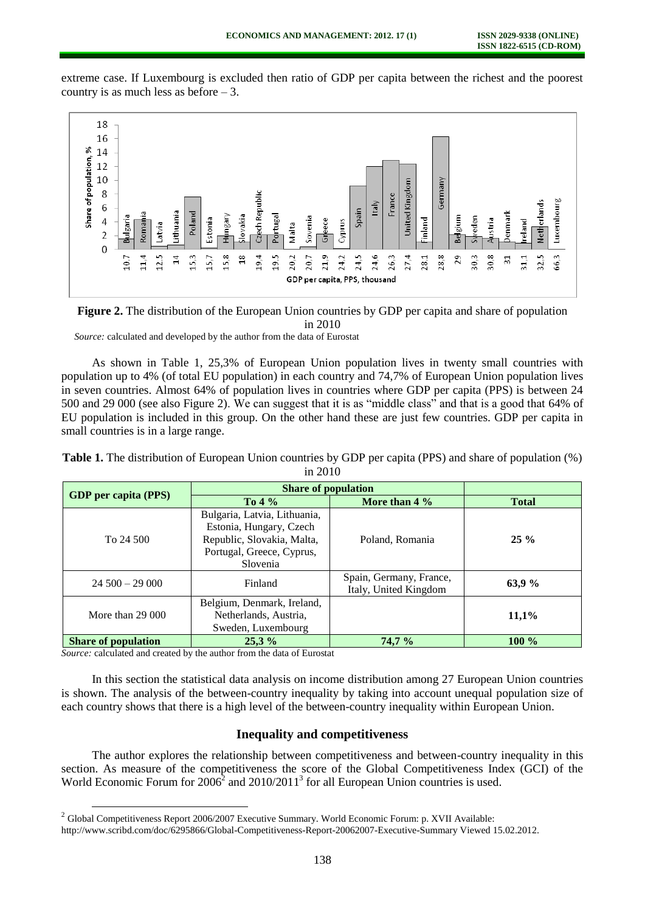extreme case. If Luxembourg is excluded then ratio of GDP per capita between the richest and the poorest country is as much less as before – 3.

**Figure 2.** The distribution of the European Union countries by GDP per capita and share of population in 2010

*Source:* calculated and developed by the author from the data of Eurostat

As shown in Table 1, 25,3% of European Union population lives in twenty small countries with population up to 4% (of total EU population) in each country and 74,7% of European Union population lives in seven countries. Almost 64% of population lives in countries where GDP per capita (PPS) is between 24 500 and 29 000 (see also Figure 2). We can suggest that it is as "middle class" and that is a good that 64% of EU population is included in this group. On the other hand these are just few countries. GDP per capita in small countries is in a large range.

**Table 1.** The distribution of European Union countries by GDP per capita (PPS) and share of population (%) in 2010

| GDP per capita (PPS) | Share of population | | |
|---|---|---|---|
| | **To 4 %** | **More than 4 %** | **Total** |
| To 24 500 | Bulgaria, Latvia, Lithuania, Estonia, Hungary, Czech Republic, Slovakia, Malta, Portugal, Greece, Cyprus, Slovenia | Poland, Romania | **25 %** |
| 24 500 – 29 000 | Finland | Spain, Germany, France, Italy, United Kingdom | **63,9 %** |
| More than 29 000 | Belgium, Denmark, Ireland, Netherlands, Austria, Sweden, Luxembourg | | **11,1%** |
| **Share of population** | **25,3 %** | **74,7 %** | **100 %** |

*Source:* calculated and created by the author from the data of Eurostat

In this section the statistical data analysis on income distribution among 27 European Union countries is shown. The analysis of the between-country inequality by taking into account unequal population size of each country shows that there is a high level of the between-country inequality within European Union.

## Inequality and competitiveness

The author explores the relationship between competitiveness and between-country inequality in this section. As measure of the competitiveness the score of the Global Competitiveness Index (GCI) of the World Economic Forum for 2006[2] and 2010/2011[3] for all European Union countries is used.

[2] Global Competitiveness Report 2006/2007 Executive Summary. World Economic Forum: p. XVII Available: http://www.scribd.com/doc/6295866/Global-Competitiveness-Report-20062007-Executive-Summary Viewed 15.02.2012.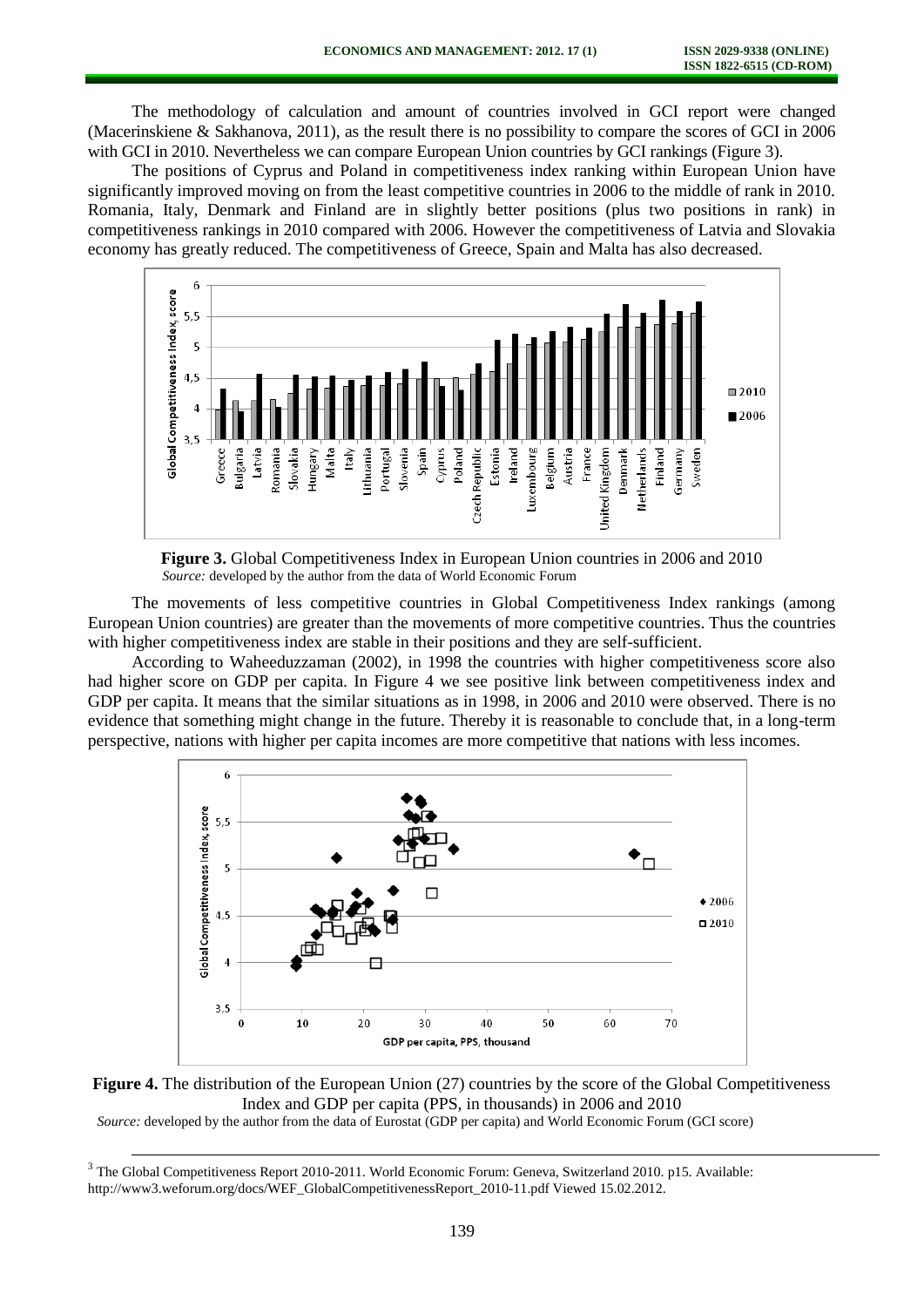The methodology of calculation and amount of countries involved in GCI report were changed (Macerinskiene & Sakhanova, 2011), as the result there is no possibility to compare the scores of GCI in 2006 with GCI in 2010. Nevertheless we can compare European Union countries by GCI rankings (Figure 3).

The positions of Cyprus and Poland in competitiveness index ranking within European Union have significantly improved moving on from the least competitive countries in 2006 to the middle of rank in 2010. Romania, Italy, Denmark and Finland are in slightly better positions (plus two positions in rank) in competitiveness rankings in 2010 compared with 2006. However the competitiveness of Latvia and Slovakia economy has greatly reduced. The competitiveness of Greece, Spain and Malta has also decreased.

**Figure 3.** Global Competitiveness Index in European Union countries in 2006 and 2010
*Source:* developed by the author from the data of World Economic Forum

The movements of less competitive countries in Global Competitiveness Index rankings (among European Union countries) are greater than the movements of more competitive countries. Thus the countries with higher competitiveness index are stable in their positions and they are self-sufficient.

According to Waheeduzzaman (2002), in 1998 the countries with higher competitiveness score also had higher score on GDP per capita. In Figure 4 we see positive link between competitiveness index and GDP per capita. It means that the similar situations as in 1998, in 2006 and 2010 were observed. There is no evidence that something might change in the future. Thereby it is reasonable to conclude that, in a long-term perspective, nations with higher per capita incomes are more competitive that nations with less incomes.

**Figure 4.** The distribution of the European Union (27) countries by the score of the Global Competitiveness Index and GDP per capita (PPS, in thousands) in 2006 and 2010
*Source:* developed by the author from the data of Eurostat (GDP per capita) and World Economic Forum (GCI score)

---

[3] The Global Competitiveness Report 2010-2011. World Economic Forum: Geneva, Switzerland 2010. p15. Available: http://www3.weforum.org/docs/WEF_GlobalCompetitivenessReport_2010-11.pdf Viewed 15.02.2012.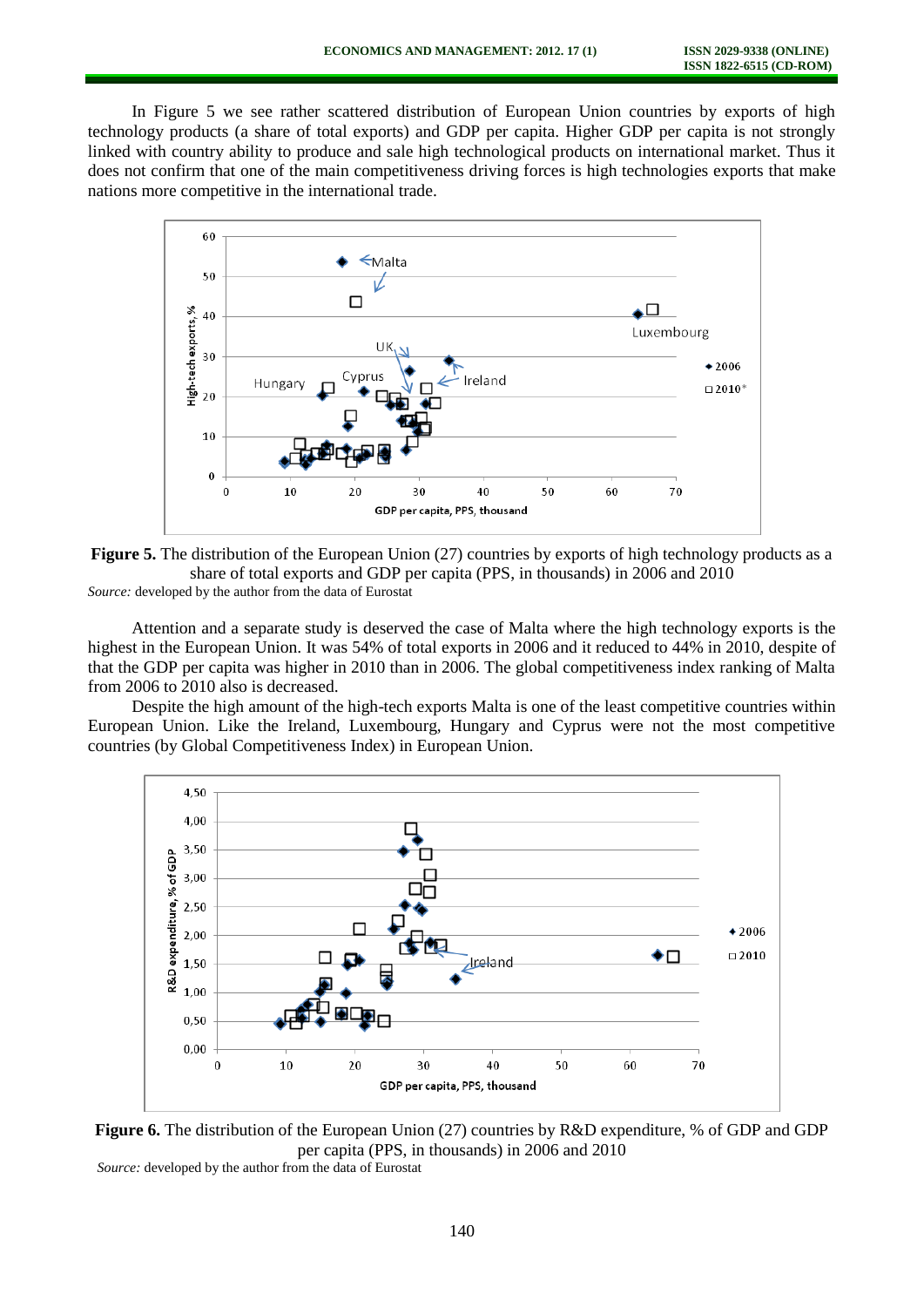In Figure 5 we see rather scattered distribution of European Union countries by exports of high technology products (a share of total exports) and GDP per capita. Higher GDP per capita is not strongly linked with country ability to produce and sale high technological products on international market. Thus it does not confirm that one of the main competitiveness driving forces is high technologies exports that make nations more competitive in the international trade.

**Figure 5.** The distribution of the European Union (27) countries by exports of high technology products as a share of total exports and GDP per capita (PPS, in thousands) in 2006 and 2010

*Source:* developed by the author from the data of Eurostat

Attention and a separate study is deserved the case of Malta where the high technology exports is the highest in the European Union. It was 54% of total exports in 2006 and it reduced to 44% in 2010, despite of that the GDP per capita was higher in 2010 than in 2006. The global competitiveness index ranking of Malta from 2006 to 2010 also is decreased.

Despite the high amount of the high-tech exports Malta is one of the least competitive countries within European Union. Like the Ireland, Luxembourg, Hungary and Cyprus were not the most competitive countries (by Global Competitiveness Index) in European Union.

**Figure 6.** The distribution of the European Union (27) countries by R&D expenditure, % of GDP and GDP per capita (PPS, in thousands) in 2006 and 2010

*Source:* developed by the author from the data of Eurostat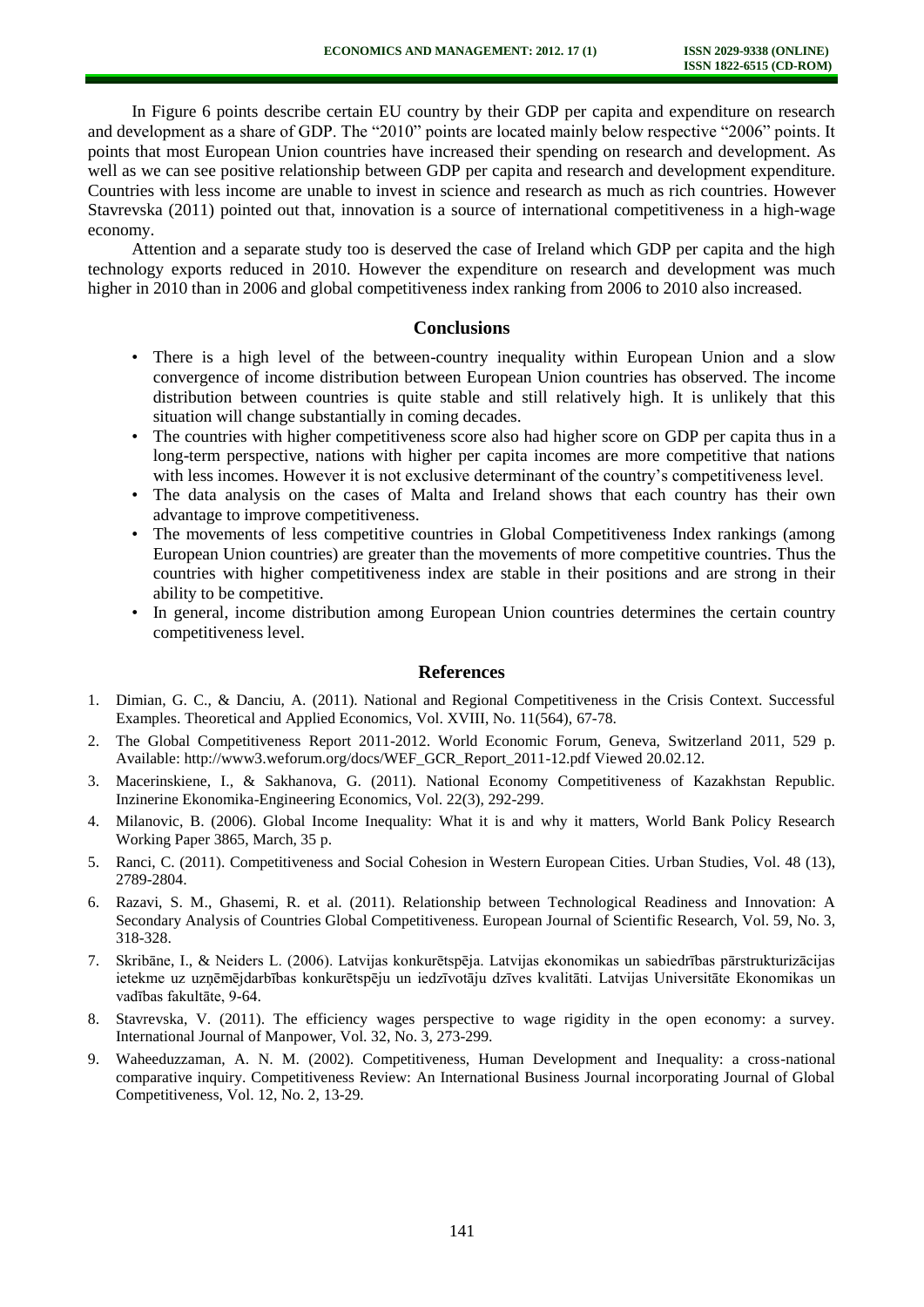In Figure 6 points describe certain EU country by their GDP per capita and expenditure on research and development as a share of GDP. The "2010" points are located mainly below respective "2006" points. It points that most European Union countries have increased their spending on research and development. As well as we can see positive relationship between GDP per capita and research and development expenditure. Countries with less income are unable to invest in science and research as much as rich countries. However Stavrevska (2011) pointed out that, innovation is a source of international competitiveness in a high-wage economy.

Attention and a separate study too is deserved the case of Ireland which GDP per capita and the high technology exports reduced in 2010. However the expenditure on research and development was much higher in 2010 than in 2006 and global competitiveness index ranking from 2006 to 2010 also increased.

## Conclusions

- There is a high level of the between-country inequality within European Union and a slow convergence of income distribution between European Union countries has observed. The income distribution between countries is quite stable and still relatively high. It is unlikely that this situation will change substantially in coming decades.
- The countries with higher competitiveness score also had higher score on GDP per capita thus in a long-term perspective, nations with higher per capita incomes are more competitive that nations with less incomes. However it is not exclusive determinant of the country's competitiveness level.
- The data analysis on the cases of Malta and Ireland shows that each country has their own advantage to improve competitiveness.
- The movements of less competitive countries in Global Competitiveness Index rankings (among European Union countries) are greater than the movements of more competitive countries. Thus the countries with higher competitiveness index are stable in their positions and are strong in their ability to be competitive.
- In general, income distribution among European Union countries determines the certain country competitiveness level.

## References

1. Dimian, G. C., & Danciu, A. (2011). National and Regional Competitiveness in the Crisis Context. Successful Examples. Theoretical and Applied Economics, Vol. XVIII, No. 11(564), 67-78.
2. The Global Competitiveness Report 2011-2012. World Economic Forum, Geneva, Switzerland 2011, 529 p. Available: http://www3.weforum.org/docs/WEF_GCR_Report_2011-12.pdf Viewed 20.02.12.
3. Macerinskiene, I., & Sakhanova, G. (2011). National Economy Competitiveness of Kazakhstan Republic. Inzinerine Ekonomika-Engineering Economics, Vol. 22(3), 292-299.
4. Milanovic, B. (2006). Global Income Inequality: What it is and why it matters, World Bank Policy Research Working Paper 3865, March, 35 p.
5. Ranci, C. (2011). Competitiveness and Social Cohesion in Western European Cities. Urban Studies, Vol. 48 (13), 2789-2804.
6. Razavi, S. M., Ghasemi, R. et al. (2011). Relationship between Technological Readiness and Innovation: A Secondary Analysis of Countries Global Competitiveness. European Journal of Scientific Research, Vol. 59, No. 3, 318-328.
7. Skribāne, I., & Neiders L. (2006). Latvijas konkurētspēja. Latvijas ekonomikas un sabiedrības pārstrukturizācijas ietekme uz uzņēmējdarbības konkurētspēju un iedzīvotāju dzīves kvalitāti. Latvijas Universitāte Ekonomikas un vadības fakultāte, 9-64.
8. Stavrevska, V. (2011). The efficiency wages perspective to wage rigidity in the open economy: a survey. International Journal of Manpower, Vol. 32, No. 3, 273-299.
9. Waheeduzzaman, A. N. M. (2002). Competitiveness, Human Development and Inequality: a cross-national comparative inquiry. Competitiveness Review: An International Business Journal incorporating Journal of Global Competitiveness, Vol. 12, No. 2, 13-29.